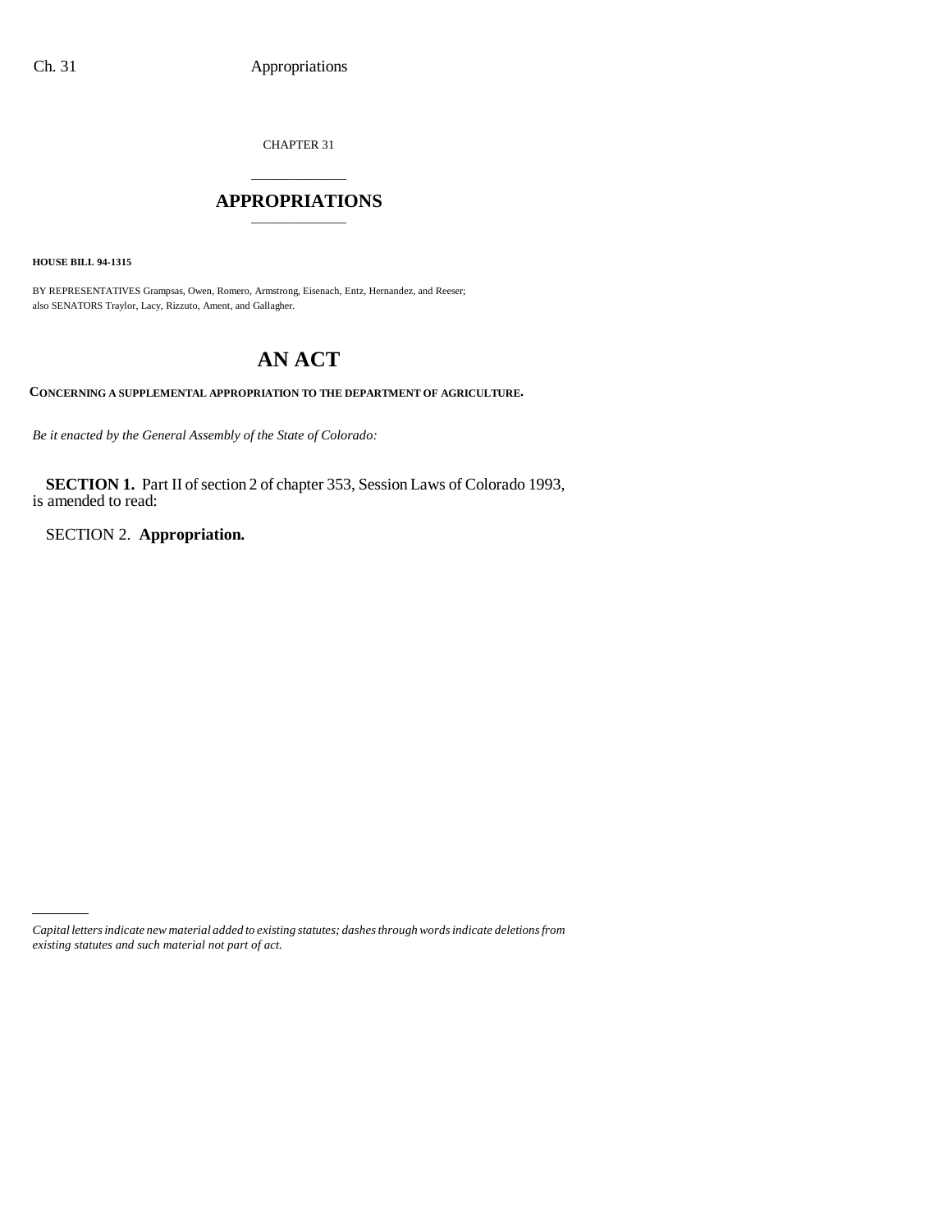CHAPTER 31

# APPROPRIATIONS

**HOUSE BILL 94-1315**

BY REPRESENTATIVES Grampsas, Owen, Romero, Armstrong, Eisenach, Entz, Hernandez, and Reeser;
also SENATORS Traylor, Lacy, Rizzuto, Ament, and Gallagher.

# AN ACT

**CONCERNING A SUPPLEMENTAL APPROPRIATION TO THE DEPARTMENT OF AGRICULTURE.**

*Be it enacted by the General Assembly of the State of Colorado:*

**SECTION 1.** Part II of section 2 of chapter 353, Session Laws of Colorado 1993, is amended to read:

SECTION 2. **Appropriation.**

*Capital letters indicate new material added to existing statutes; dashes through words indicate deletions from existing statutes and such material not part of act.*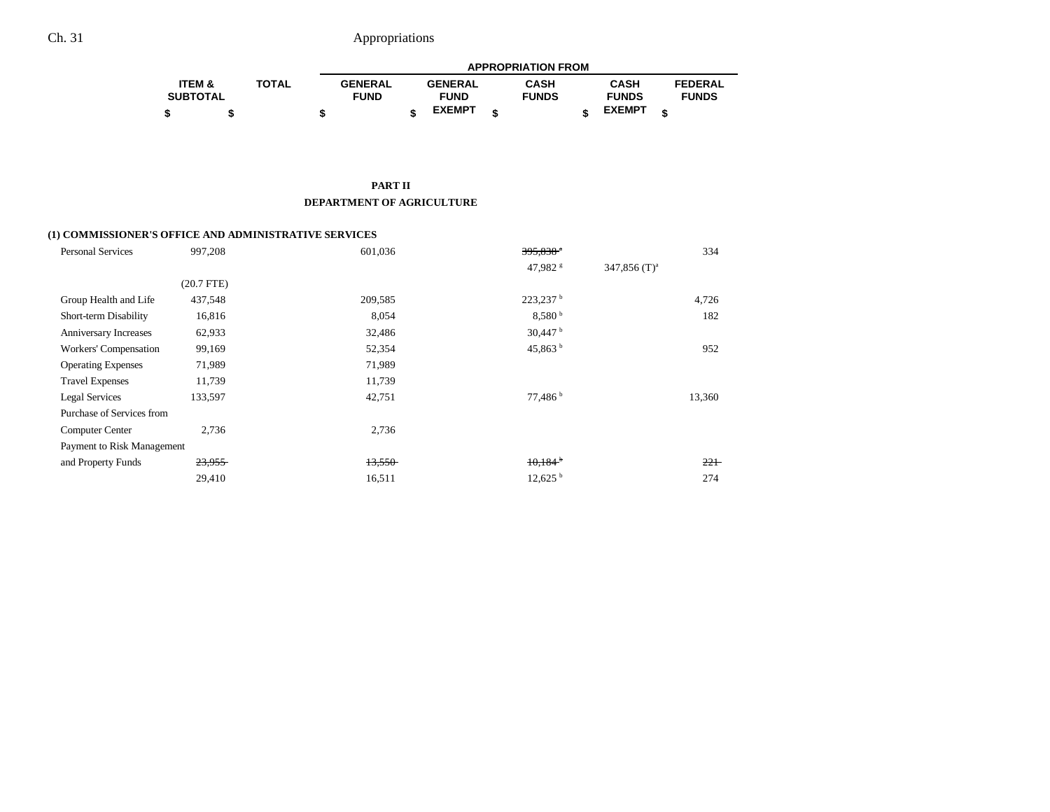## PART II

## DEPARTMENT OF AGRICULTURE

| | ITEM & SUBTOTAL | TOTAL | APPROPRIATION FROM GENERAL FUND | GENERAL FUND EXEMPT | CASH FUNDS | CASH FUNDS EXEMPT | FEDERAL FUNDS |
|---|---|---|---|---|---|---|---|
| | $ | $ | $ | $ | $ | $ | $ |
| **(1) COMMISSIONER'S OFFICE AND ADMINISTRATIVE SERVICES** | | | | | | | |
| Personal Services | 997,208 | | 601,036 | | ~~395,838~~[a] | | 334 |
| | | | | | 47,982[g] | 347,856 (T)[a] | |
| | (20.7 FTE) | | | | | | |
| Group Health and Life | 437,548 | | 209,585 | | 223,237[b] | | 4,726 |
| Short-term Disability | 16,816 | | 8,054 | | 8,580[b] | | 182 |
| Anniversary Increases | 62,933 | | 32,486 | | 30,447[b] | | |
| Workers' Compensation | 99,169 | | 52,354 | | 45,863[b] | | 952 |
| Operating Expenses | 71,989 | | 71,989 | | | | |
| Travel Expenses | 11,739 | | 11,739 | | | | |
| Legal Services | 133,597 | | 42,751 | | 77,486[b] | | 13,360 |
| Purchase of Services from Computer Center | 2,736 | | 2,736 | | | | |
| Payment to Risk Management and Property Funds | ~~23,955~~ | | ~~13,550~~ | | ~~10,184~~[b] | | ~~221~~ |
| | 29,410 | | 16,511 | | 12,625[b] | | 274 |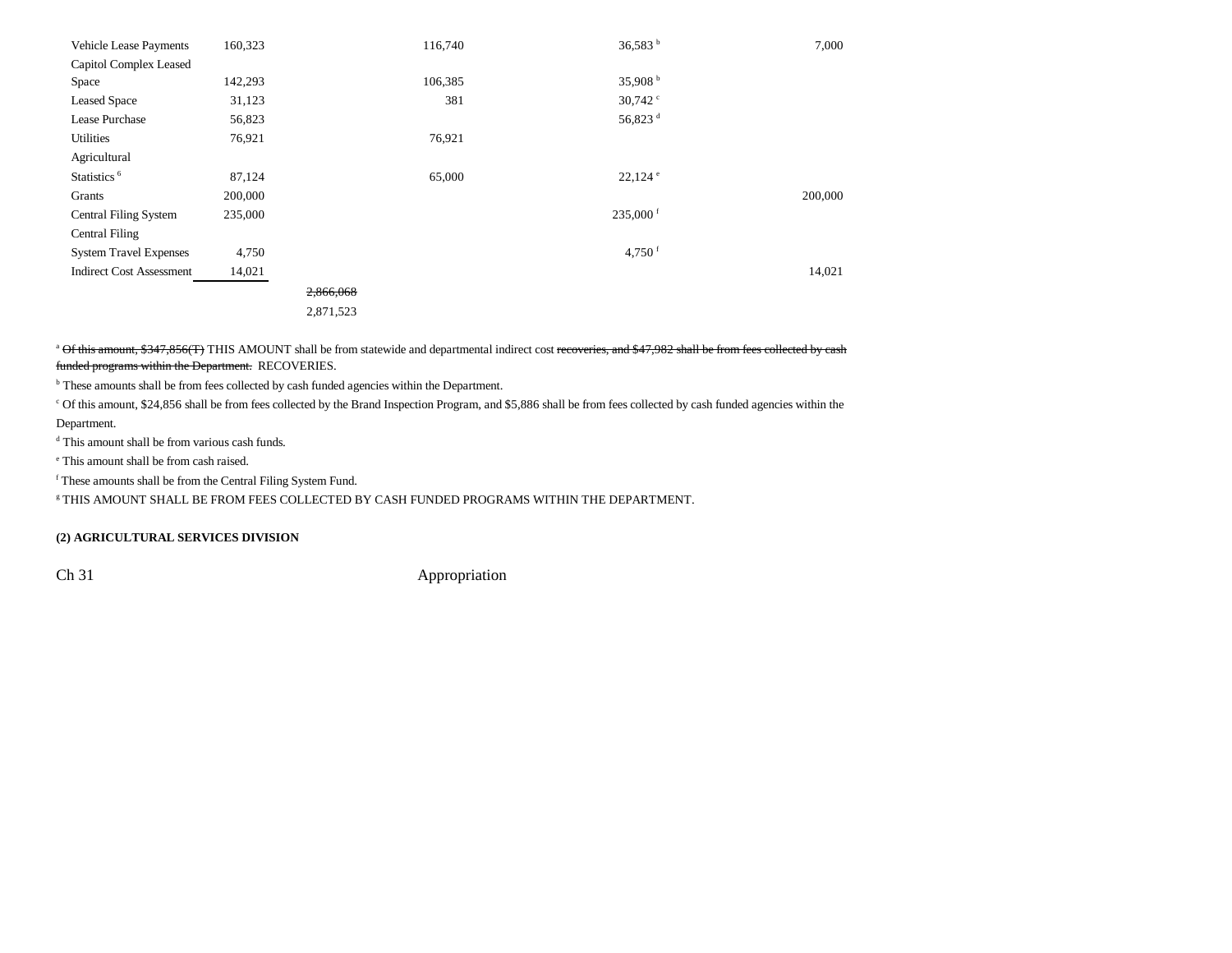| | | | | | |
|---|---|---|---|---|---|
| Vehicle Lease Payments | 160,323 | | 116,740 | 36,583[b] | 7,000 |
| Capitol Complex Leased Space | 142,293 | | 106,385 | 35,908[b] | |
| Leased Space | 31,123 | | 381 | 30,742[c] | |
| Lease Purchase | 56,823 | | | 56,823[d] | |
| Utilities | 76,921 | | 76,921 | | |
| Agricultural Statistics[6] | 87,124 | | 65,000 | 22,124[e] | |
| Grants | 200,000 | | | | 200,000 |
| Central Filing System | 235,000 | | | 235,000[f] | |
| Central Filing System Travel Expenses | 4,750 | | | 4,750[f] | |
| Indirect Cost Assessment | 14,021 | | | | 14,021 |
| | | ~~2,866,068~~ | | | |
| | | 2,871,523 | | | |

[a] ~~Of this amount, $347,856(T)~~ THIS AMOUNT shall be from statewide and departmental indirect cost ~~recoveries, and $47,982 shall be from fees collected by cash funded programs within the Department.~~ RECOVERIES.

[b] These amounts shall be from fees collected by cash funded agencies within the Department.

[c] Of this amount, $24,856 shall be from fees collected by the Brand Inspection Program, and $5,886 shall be from fees collected by cash funded agencies within the Department.

[d] This amount shall be from various cash funds.

[e] This amount shall be from cash raised.

[f] These amounts shall be from the Central Filing System Fund.

[g] THIS AMOUNT SHALL BE FROM FEES COLLECTED BY CASH FUNDED PROGRAMS WITHIN THE DEPARTMENT.

**(2) AGRICULTURAL SERVICES DIVISION**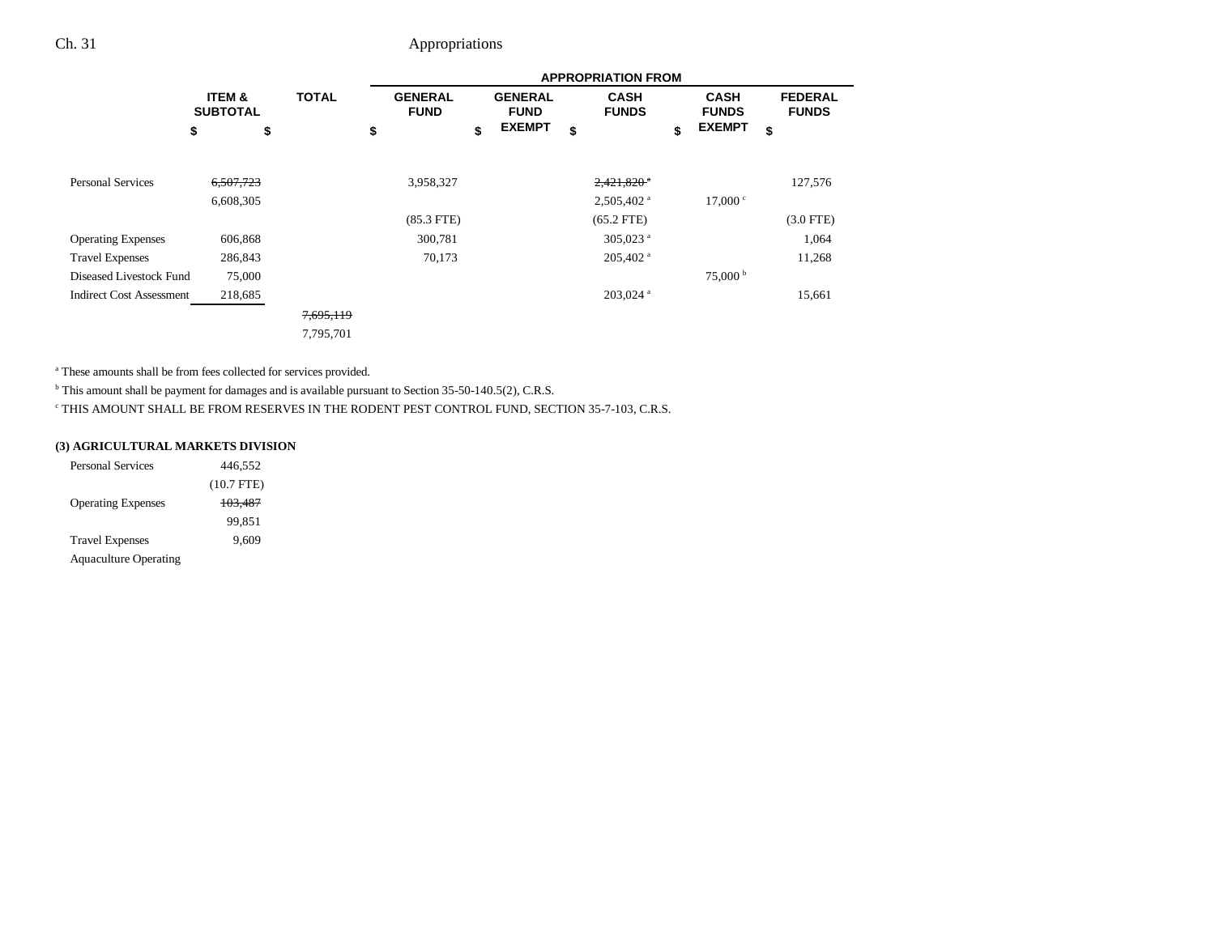| | ITEM & SUBTOTAL | TOTAL | GENERAL FUND | GENERAL FUND EXEMPT | CASH FUNDS | CASH FUNDS EXEMPT | FEDERAL FUNDS |
|---|---|---|---|---|---|---|---|
| | | | APPROPRIATION FROM | | | | |
| | $ | $ | $ | $ | $ | $ | $ |
| Personal Services | ~~6,507,723~~ | | 3,958,327 | | ~~2,421,820~~ [a] | | 127,576 |
| | 6,608,305 | | | | 2,505,402 [a] | 17,000 [c] | |
| | | | (85.3 FTE) | | (65.2 FTE) | | (3.0 FTE) |
| Operating Expenses | 606,868 | | 300,781 | | 305,023 [a] | | 1,064 |
| Travel Expenses | 286,843 | | 70,173 | | 205,402 [a] | | 11,268 |
| Diseased Livestock Fund | 75,000 | | | | | 75,000 [b] | |
| Indirect Cost Assessment | 218,685 | | | | 203,024 [a] | | 15,661 |
| | | ~~7,695,119~~ | | | | | |
| | | 7,795,701 | | | | | |

[a] These amounts shall be from fees collected for services provided.

[b] This amount shall be payment for damages and is available pursuant to Section 35-50-140.5(2), C.R.S.

[c] THIS AMOUNT SHALL BE FROM RESERVES IN THE RODENT PEST CONTROL FUND, SECTION 35-7-103, C.R.S.

**(3) AGRICULTURAL MARKETS DIVISION**

| | ITEM & SUBTOTAL |
|---|---|
| Personal Services | 446,552 |
| | (10.7 FTE) |
| Operating Expenses | ~~103,487~~ |
| | 99,851 |
| Travel Expenses | 9,609 |
| Aquaculture Operating | |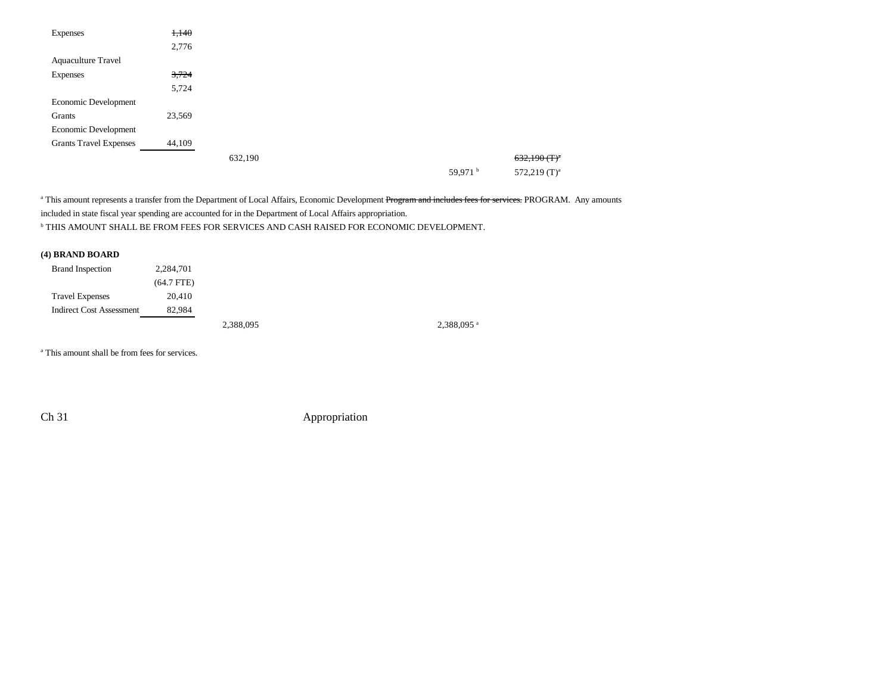| | | | | | |
|---|---|---|---|---|---|
| Expenses | ~~1,140~~ | | | | |
| | 2,776 | | | | |
| Aquaculture Travel | | | | | |
| Expenses | ~~3,724~~ | | | | |
| | 5,724 | | | | |
| Economic Development | | | | | |
| Grants | 23,569 | | | | |
| Economic Development | | | | | |
| Grants Travel Expenses | 44,109 | | | | |
| | | 632,190 | | | ~~632,190 (T)[a]~~ |
| | | | | 59,971 [b] | 572,219 (T)[a] |

[a] This amount represents a transfer from the Department of Local Affairs, Economic Development ~~Program and includes fees for services.~~ PROGRAM. Any amounts included in state fiscal year spending are accounted for in the Department of Local Affairs appropriation.

[b] THIS AMOUNT SHALL BE FROM FEES FOR SERVICES AND CASH RAISED FOR ECONOMIC DEVELOPMENT.

**(4) BRAND BOARD**

| | | | |
|---|---|---|---|
| Brand Inspection | 2,284,701 | | |
| | (64.7 FTE) | | |
| Travel Expenses | 20,410 | | |
| Indirect Cost Assessment | 82,984 | | |
| | | 2,388,095 | 2,388,095 [a] |

[a] This amount shall be from fees for services.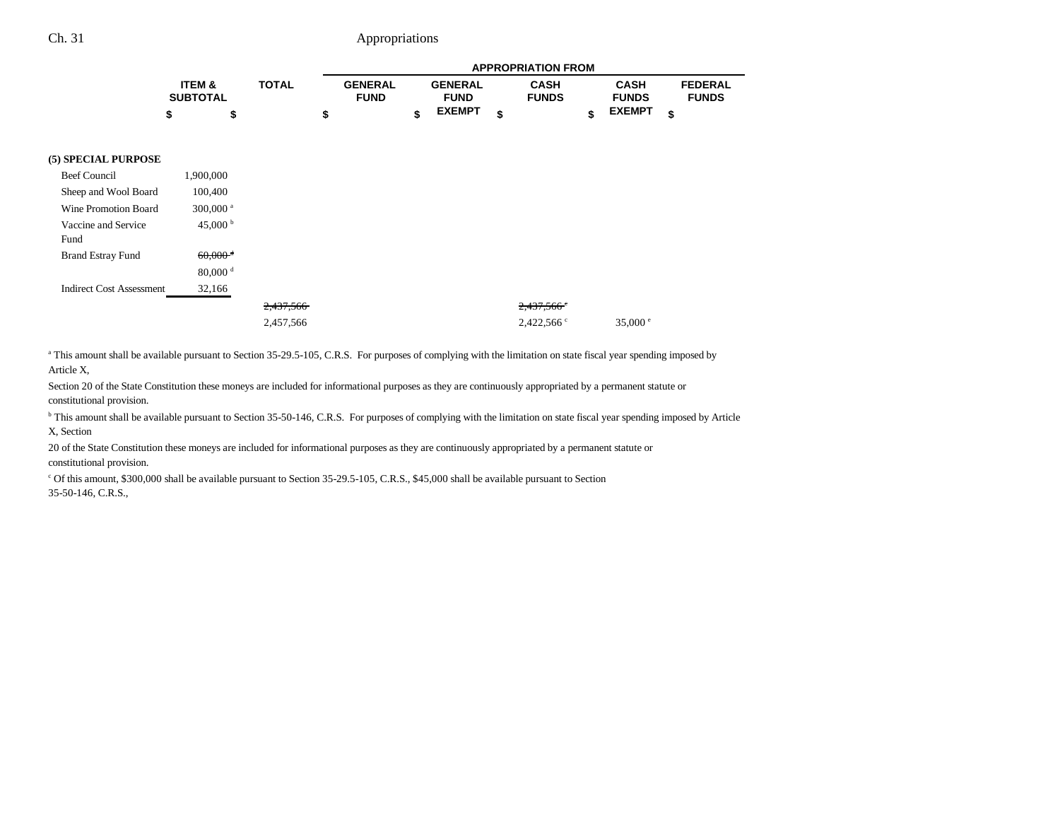| | ITEM & SUBTOTAL | TOTAL | APPROPRIATION FROM | | | | |
|---|---|---|---|---|---|---|---|
| | | | GENERAL FUND | GENERAL FUND EXEMPT | CASH FUNDS | CASH FUNDS EXEMPT | FEDERAL FUNDS |
| | $ | $ | $ | $ | $ | $ | $ |
| **(5) SPECIAL PURPOSE** | | | | | | | |
| Beef Council | 1,900,000 | | | | | | |
| Sheep and Wool Board | 100,400 | | | | | | |
| Wine Promotion Board | 300,000[a] | | | | | | |
| Vaccine and Service Fund | 45,000[b] | | | | | | |
| Brand Estray Fund | ~~60,000[d]~~ | | | | | | |
| | 80,000[d] | | | | | | |
| Indirect Cost Assessment | 32,166 | | | | | | |
| | | ~~2,437,566~~ | | | ~~2,437,566[c]~~ | | |
| | | 2,457,566 | | | 2,422,566[c] | 35,000[e] | |

[a] This amount shall be available pursuant to Section 35-29.5-105, C.R.S. For purposes of complying with the limitation on state fiscal year spending imposed by Article X,

Section 20 of the State Constitution these moneys are included for informational purposes as they are continuously appropriated by a permanent statute or constitutional provision.

[b] This amount shall be available pursuant to Section 35-50-146, C.R.S. For purposes of complying with the limitation on state fiscal year spending imposed by Article X, Section

20 of the State Constitution these moneys are included for informational purposes as they are continuously appropriated by a permanent statute or constitutional provision.

[c] Of this amount, $300,000 shall be available pursuant to Section 35-29.5-105, C.R.S., $45,000 shall be available pursuant to Section 35-50-146, C.R.S.,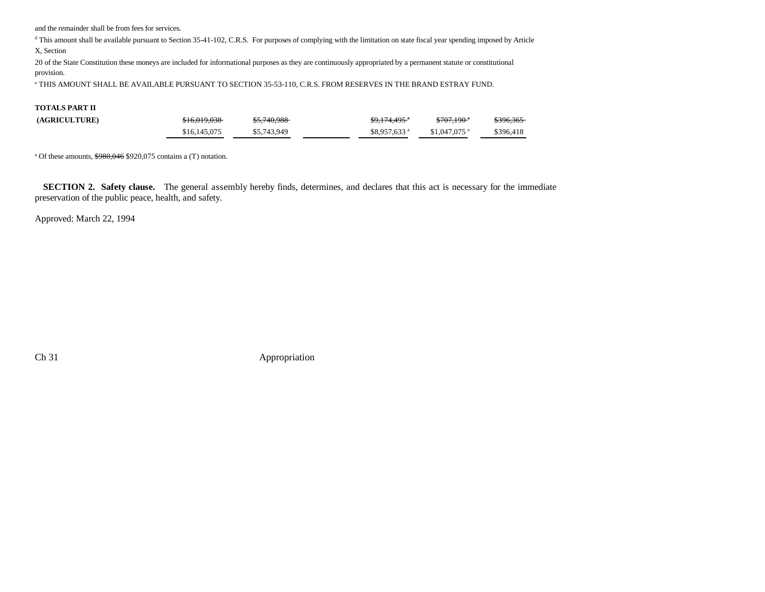and the remainder shall be from fees for services.

[d] This amount shall be available pursuant to Section 35-41-102, C.R.S. For purposes of complying with the limitation on state fiscal year spending imposed by Article X, Section 20 of the State Constitution these moneys are included for informational purposes as they are continuously appropriated by a permanent statute or constitutional provision.

[e] THIS AMOUNT SHALL BE AVAILABLE PURSUANT TO SECTION 35-53-110, C.R.S. FROM RESERVES IN THE BRAND ESTRAY FUND.

| | | | | | | |
|---|---|---|---|---|---|---|
| **TOTALS PART II** | | | | | | |
| **(AGRICULTURE)** | ~~$16,019,038~~ | ~~$5,740,988~~ | | ~~$9,174,495~~ [a] | ~~$707,190~~ [a] | ~~$396,365~~ |
| | $16,145,075 | $5,743,949 | | $8,957,633 [a] | $1,047,075 [a] | $396,418 |

[a] Of these amounts, ~~$980,046~~ $920,075 contains a (T) notation.

**SECTION 2. Safety clause.** The general assembly hereby finds, determines, and declares that this act is necessary for the immediate preservation of the public peace, health, and safety.

Approved: March 22, 1994